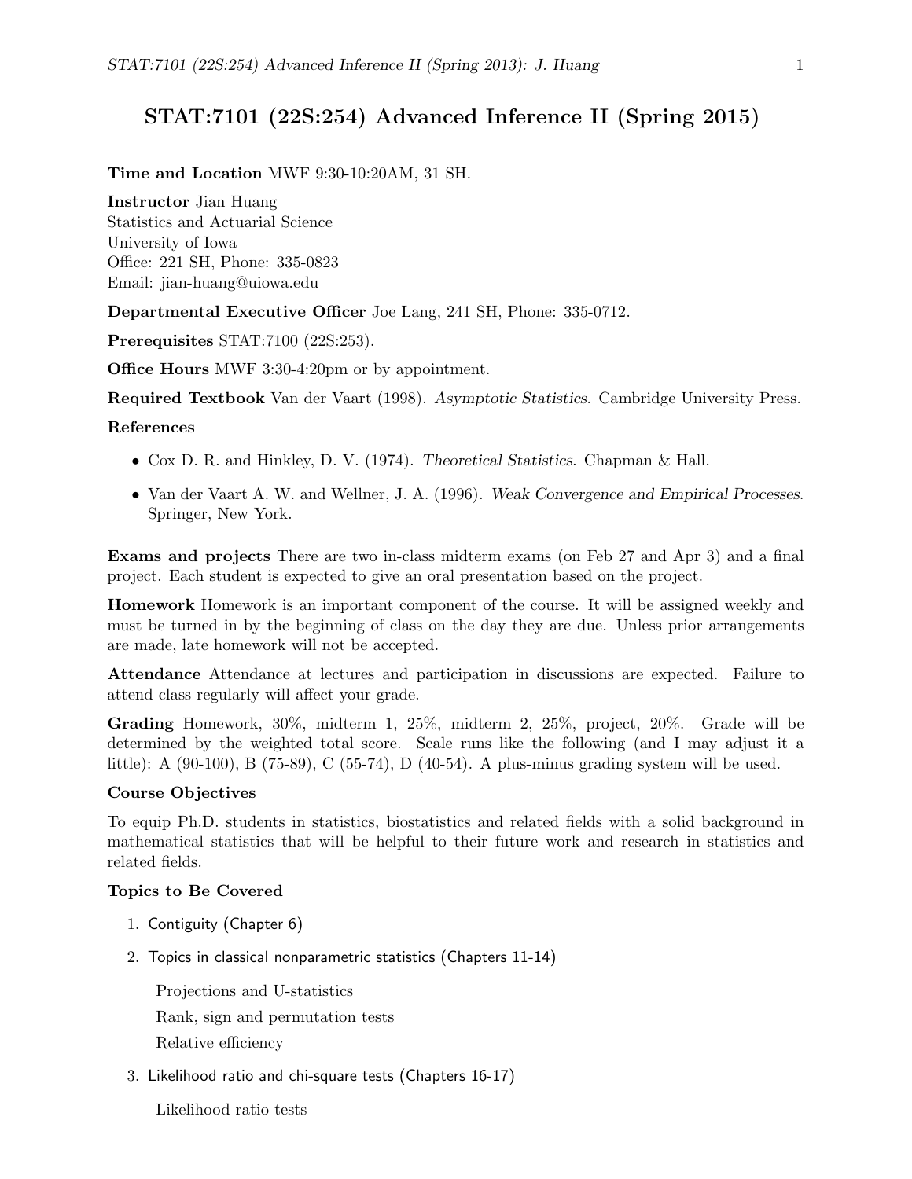# STAT:7101 (22S:254) Advanced Inference II (Spring 2015)

**Time and Location** MWF 9:30-10:20AM, 31 SH.

**Instructor** Jian Huang
Statistics and Actuarial Science
University of Iowa
Office: 221 SH, Phone: 335-0823
Email: jian-huang@uiowa.edu

**Departmental Executive Officer** Joe Lang, 241 SH, Phone: 335-0712.

**Prerequisites** STAT:7100 (22S:253).

**Office Hours** MWF 3:30-4:20pm or by appointment.

**Required Textbook** Van der Vaart (1998). *Asymptotic Statistics*. Cambridge University Press.

**References**

- Cox D. R. and Hinkley, D. V. (1974). *Theoretical Statistics*. Chapman & Hall.
- Van der Vaart A. W. and Wellner, J. A. (1996). *Weak Convergence and Empirical Processes*. Springer, New York.

**Exams and projects** There are two in-class midterm exams (on Feb 27 and Apr 3) and a final project. Each student is expected to give an oral presentation based on the project.

**Homework** Homework is an important component of the course. It will be assigned weekly and must be turned in by the beginning of class on the day they are due. Unless prior arrangements are made, late homework will not be accepted.

**Attendance** Attendance at lectures and participation in discussions are expected. Failure to attend class regularly will affect your grade.

**Grading** Homework, 30%, midterm 1, 25%, midterm 2, 25%, project, 20%. Grade will be determined by the weighted total score. Scale runs like the following (and I may adjust it a little): A (90-100), B (75-89), C (55-74), D (40-54). A plus-minus grading system will be used.

**Course Objectives**

To equip Ph.D. students in statistics, biostatistics and related fields with a solid background in mathematical statistics that will be helpful to their future work and research in statistics and related fields.

**Topics to Be Covered**

1. Contiguity (Chapter 6)
2. Topics in classical nonparametric statistics (Chapters 11-14)

   Projections and U-statistics

   Rank, sign and permutation tests

   Relative efficiency
3. Likelihood ratio and chi-square tests (Chapters 16-17)

   Likelihood ratio tests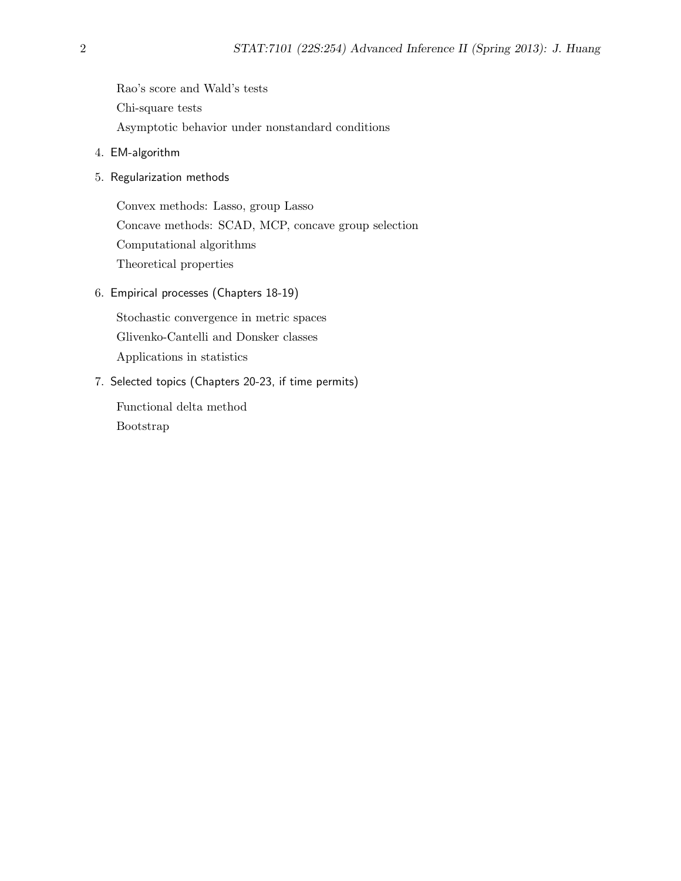Rao's score and Wald's tests

Chi-square tests

Asymptotic behavior under nonstandard conditions

4. EM-algorithm

5. Regularization methods

   Convex methods: Lasso, group Lasso

   Concave methods: SCAD, MCP, concave group selection

   Computational algorithms

   Theoretical properties

6. Empirical processes (Chapters 18-19)

   Stochastic convergence in metric spaces

   Glivenko-Cantelli and Donsker classes

   Applications in statistics

7. Selected topics (Chapters 20-23, if time permits)

   Functional delta method

   Bootstrap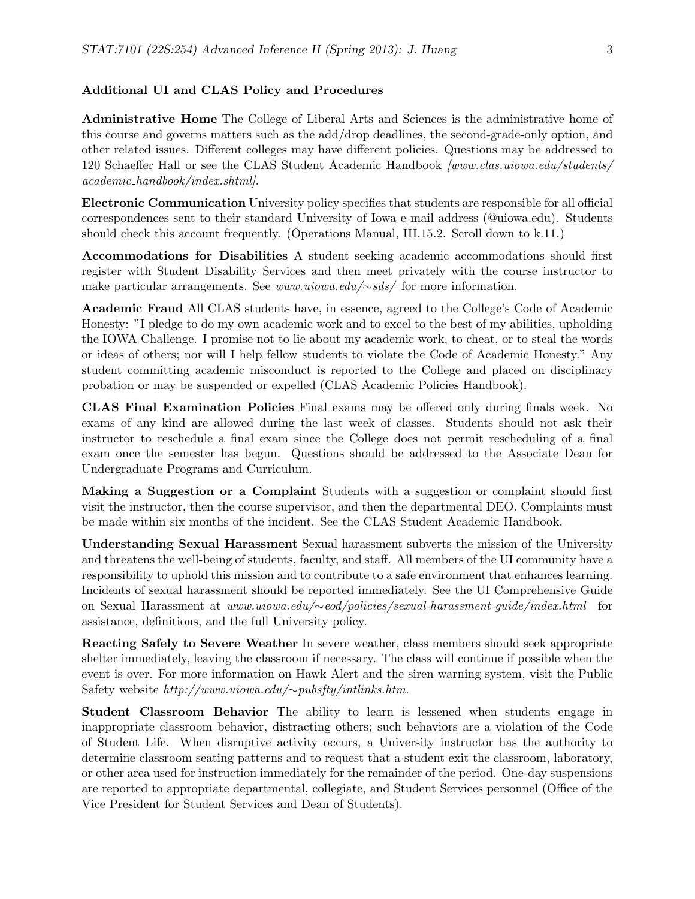### Additional UI and CLAS Policy and Procedures

**Administrative Home** The College of Liberal Arts and Sciences is the administrative home of this course and governs matters such as the add/drop deadlines, the second-grade-only option, and other related issues. Different colleges may have different policies. Questions may be addressed to 120 Schaeffer Hall or see the CLAS Student Academic Handbook *[www.clas.uiowa.edu/students/academic_handbook/index.shtml]*.

**Electronic Communication** University policy specifies that students are responsible for all official correspondences sent to their standard University of Iowa e-mail address (@uiowa.edu). Students should check this account frequently. (Operations Manual, III.15.2. Scroll down to k.11.)

**Accommodations for Disabilities** A student seeking academic accommodations should first register with Student Disability Services and then meet privately with the course instructor to make particular arrangements. See *www.uiowa.edu/∼sds/* for more information.

**Academic Fraud** All CLAS students have, in essence, agreed to the College's Code of Academic Honesty: "I pledge to do my own academic work and to excel to the best of my abilities, upholding the IOWA Challenge. I promise not to lie about my academic work, to cheat, or to steal the words or ideas of others; nor will I help fellow students to violate the Code of Academic Honesty." Any student committing academic misconduct is reported to the College and placed on disciplinary probation or may be suspended or expelled (CLAS Academic Policies Handbook).

**CLAS Final Examination Policies** Final exams may be offered only during finals week. No exams of any kind are allowed during the last week of classes. Students should not ask their instructor to reschedule a final exam since the College does not permit rescheduling of a final exam once the semester has begun. Questions should be addressed to the Associate Dean for Undergraduate Programs and Curriculum.

**Making a Suggestion or a Complaint** Students with a suggestion or complaint should first visit the instructor, then the course supervisor, and then the departmental DEO. Complaints must be made within six months of the incident. See the CLAS Student Academic Handbook.

**Understanding Sexual Harassment** Sexual harassment subverts the mission of the University and threatens the well-being of students, faculty, and staff. All members of the UI community have a responsibility to uphold this mission and to contribute to a safe environment that enhances learning. Incidents of sexual harassment should be reported immediately. See the UI Comprehensive Guide on Sexual Harassment at *www.uiowa.edu/∼eod/policies/sexual-harassment-guide/index.html* for assistance, definitions, and the full University policy.

**Reacting Safely to Severe Weather** In severe weather, class members should seek appropriate shelter immediately, leaving the classroom if necessary. The class will continue if possible when the event is over. For more information on Hawk Alert and the siren warning system, visit the Public Safety website *http://www.uiowa.edu/∼pubsfty/intlinks.htm*.

**Student Classroom Behavior** The ability to learn is lessened when students engage in inappropriate classroom behavior, distracting others; such behaviors are a violation of the Code of Student Life. When disruptive activity occurs, a University instructor has the authority to determine classroom seating patterns and to request that a student exit the classroom, laboratory, or other area used for instruction immediately for the remainder of the period. One-day suspensions are reported to appropriate departmental, collegiate, and Student Services personnel (Office of the Vice President for Student Services and Dean of Students).